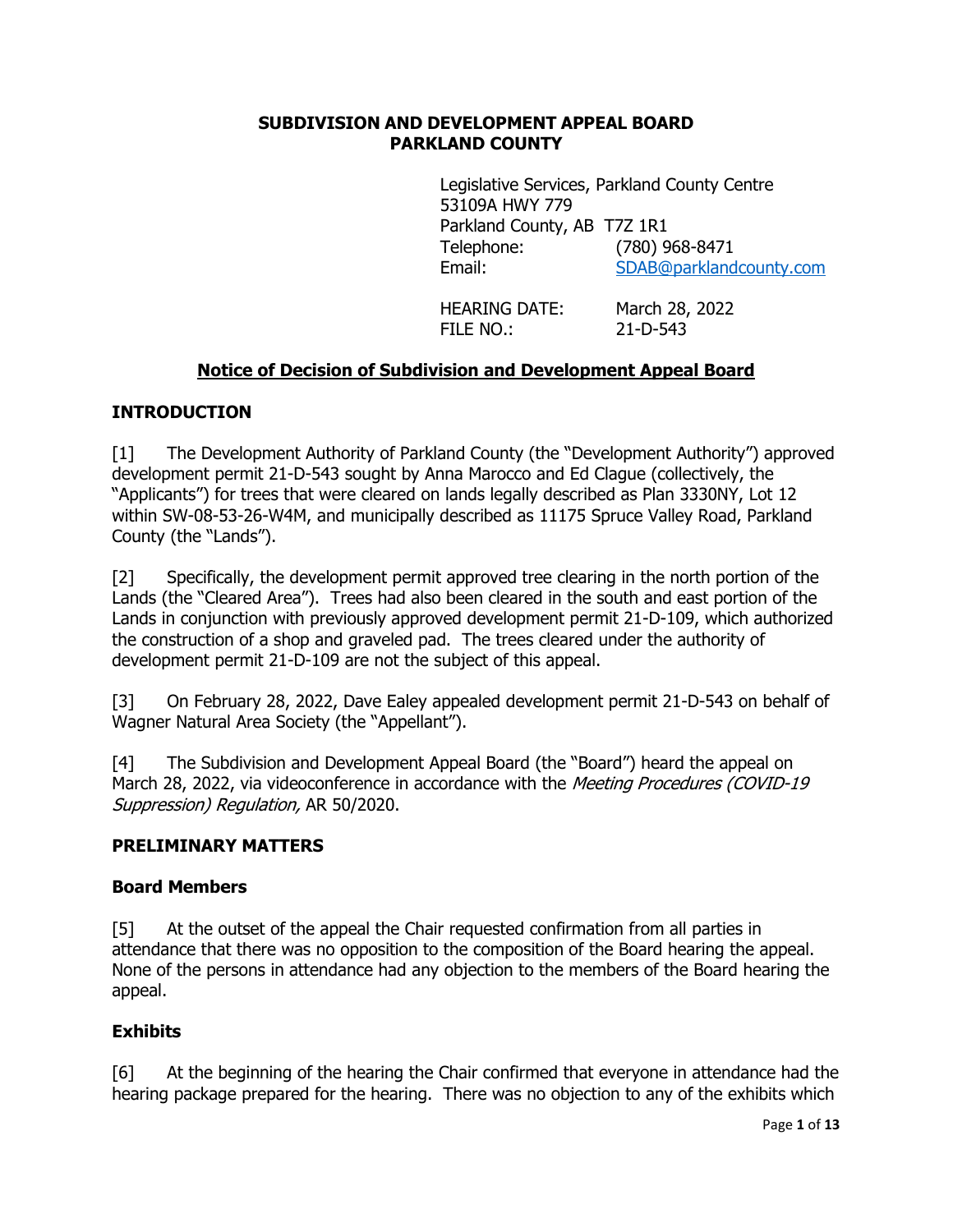**SUBDIVISION AND DEVELOPMENT APPEAL BOARD**
**PARKLAND COUNTY**

Legislative Services, Parkland County Centre
53109A HWY 779
Parkland County, AB T7Z 1R1
Telephone: (780) 968-8471
Email: SDAB@parklandcounty.com

HEARING DATE: March 28, 2022
FILE NO.: 21-D-543

## Notice of Decision of Subdivision and Development Appeal Board

## INTRODUCTION

[1] The Development Authority of Parkland County (the "Development Authority") approved development permit 21-D-543 sought by Anna Marocco and Ed Clague (collectively, the "Applicants") for trees that were cleared on lands legally described as Plan 3330NY, Lot 12 within SW-08-53-26-W4M, and municipally described as 11175 Spruce Valley Road, Parkland County (the "Lands").

[2] Specifically, the development permit approved tree clearing in the north portion of the Lands (the "Cleared Area"). Trees had also been cleared in the south and east portion of the Lands in conjunction with previously approved development permit 21-D-109, which authorized the construction of a shop and graveled pad. The trees cleared under the authority of development permit 21-D-109 are not the subject of this appeal.

[3] On February 28, 2022, Dave Ealey appealed development permit 21-D-543 on behalf of Wagner Natural Area Society (the "Appellant").

[4] The Subdivision and Development Appeal Board (the "Board") heard the appeal on March 28, 2022, via videoconference in accordance with the *Meeting Procedures (COVID-19 Suppression) Regulation,* AR 50/2020.

## PRELIMINARY MATTERS

### Board Members

[5] At the outset of the appeal the Chair requested confirmation from all parties in attendance that there was no opposition to the composition of the Board hearing the appeal. None of the persons in attendance had any objection to the members of the Board hearing the appeal.

### Exhibits

[6] At the beginning of the hearing the Chair confirmed that everyone in attendance had the hearing package prepared for the hearing. There was no objection to any of the exhibits which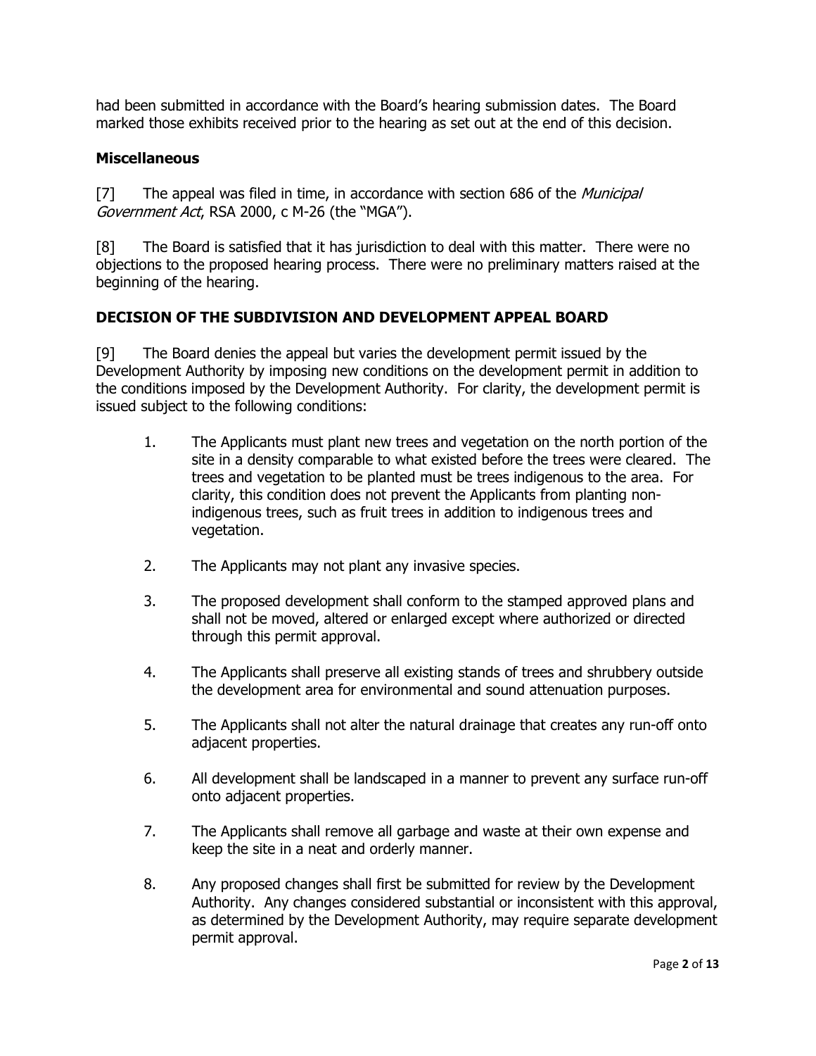had been submitted in accordance with the Board's hearing submission dates. The Board marked those exhibits received prior to the hearing as set out at the end of this decision.

**Miscellaneous**

[7] The appeal was filed in time, in accordance with section 686 of the *Municipal Government Act*, RSA 2000, c M-26 (the "MGA").

[8] The Board is satisfied that it has jurisdiction to deal with this matter. There were no objections to the proposed hearing process. There were no preliminary matters raised at the beginning of the hearing.

**DECISION OF THE SUBDIVISION AND DEVELOPMENT APPEAL BOARD**

[9] The Board denies the appeal but varies the development permit issued by the Development Authority by imposing new conditions on the development permit in addition to the conditions imposed by the Development Authority. For clarity, the development permit is issued subject to the following conditions:

1. The Applicants must plant new trees and vegetation on the north portion of the site in a density comparable to what existed before the trees were cleared. The trees and vegetation to be planted must be trees indigenous to the area. For clarity, this condition does not prevent the Applicants from planting non-indigenous trees, such as fruit trees in addition to indigenous trees and vegetation.

2. The Applicants may not plant any invasive species.

3. The proposed development shall conform to the stamped approved plans and shall not be moved, altered or enlarged except where authorized or directed through this permit approval.

4. The Applicants shall preserve all existing stands of trees and shrubbery outside the development area for environmental and sound attenuation purposes.

5. The Applicants shall not alter the natural drainage that creates any run-off onto adjacent properties.

6. All development shall be landscaped in a manner to prevent any surface run-off onto adjacent properties.

7. The Applicants shall remove all garbage and waste at their own expense and keep the site in a neat and orderly manner.

8. Any proposed changes shall first be submitted for review by the Development Authority. Any changes considered substantial or inconsistent with this approval, as determined by the Development Authority, may require separate development permit approval.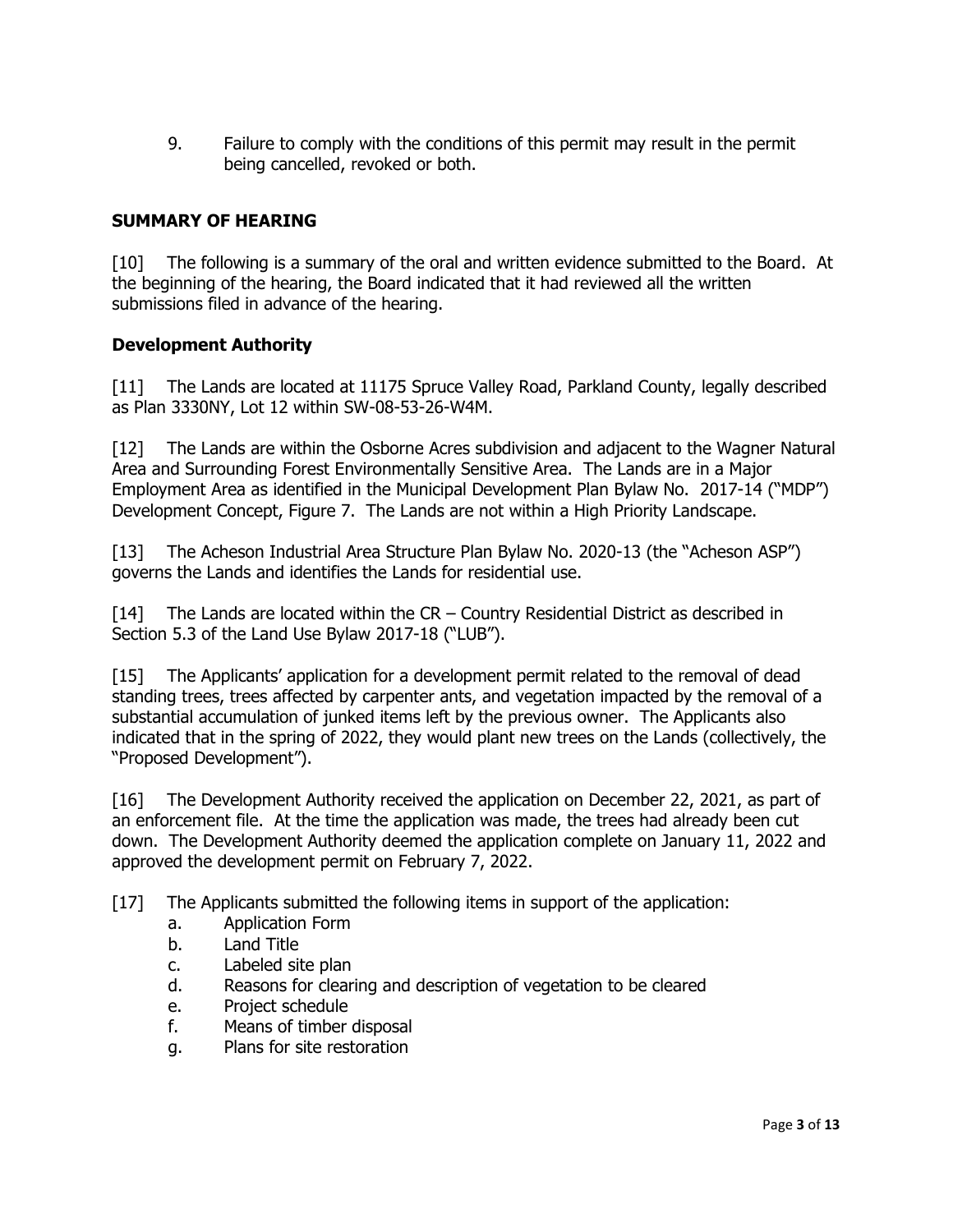9. Failure to comply with the conditions of this permit may result in the permit being cancelled, revoked or both.

## SUMMARY OF HEARING

[10] The following is a summary of the oral and written evidence submitted to the Board. At the beginning of the hearing, the Board indicated that it had reviewed all the written submissions filed in advance of the hearing.

### Development Authority

[11] The Lands are located at 11175 Spruce Valley Road, Parkland County, legally described as Plan 3330NY, Lot 12 within SW-08-53-26-W4M.

[12] The Lands are within the Osborne Acres subdivision and adjacent to the Wagner Natural Area and Surrounding Forest Environmentally Sensitive Area. The Lands are in a Major Employment Area as identified in the Municipal Development Plan Bylaw No. 2017-14 ("MDP") Development Concept, Figure 7. The Lands are not within a High Priority Landscape.

[13] The Acheson Industrial Area Structure Plan Bylaw No. 2020-13 (the "Acheson ASP") governs the Lands and identifies the Lands for residential use.

[14] The Lands are located within the CR – Country Residential District as described in Section 5.3 of the Land Use Bylaw 2017-18 ("LUB").

[15] The Applicants' application for a development permit related to the removal of dead standing trees, trees affected by carpenter ants, and vegetation impacted by the removal of a substantial accumulation of junked items left by the previous owner. The Applicants also indicated that in the spring of 2022, they would plant new trees on the Lands (collectively, the "Proposed Development").

[16] The Development Authority received the application on December 22, 2021, as part of an enforcement file. At the time the application was made, the trees had already been cut down. The Development Authority deemed the application complete on January 11, 2022 and approved the development permit on February 7, 2022.

[17] The Applicants submitted the following items in support of the application:

a. Application Form
b. Land Title
c. Labeled site plan
d. Reasons for clearing and description of vegetation to be cleared
e. Project schedule
f. Means of timber disposal
g. Plans for site restoration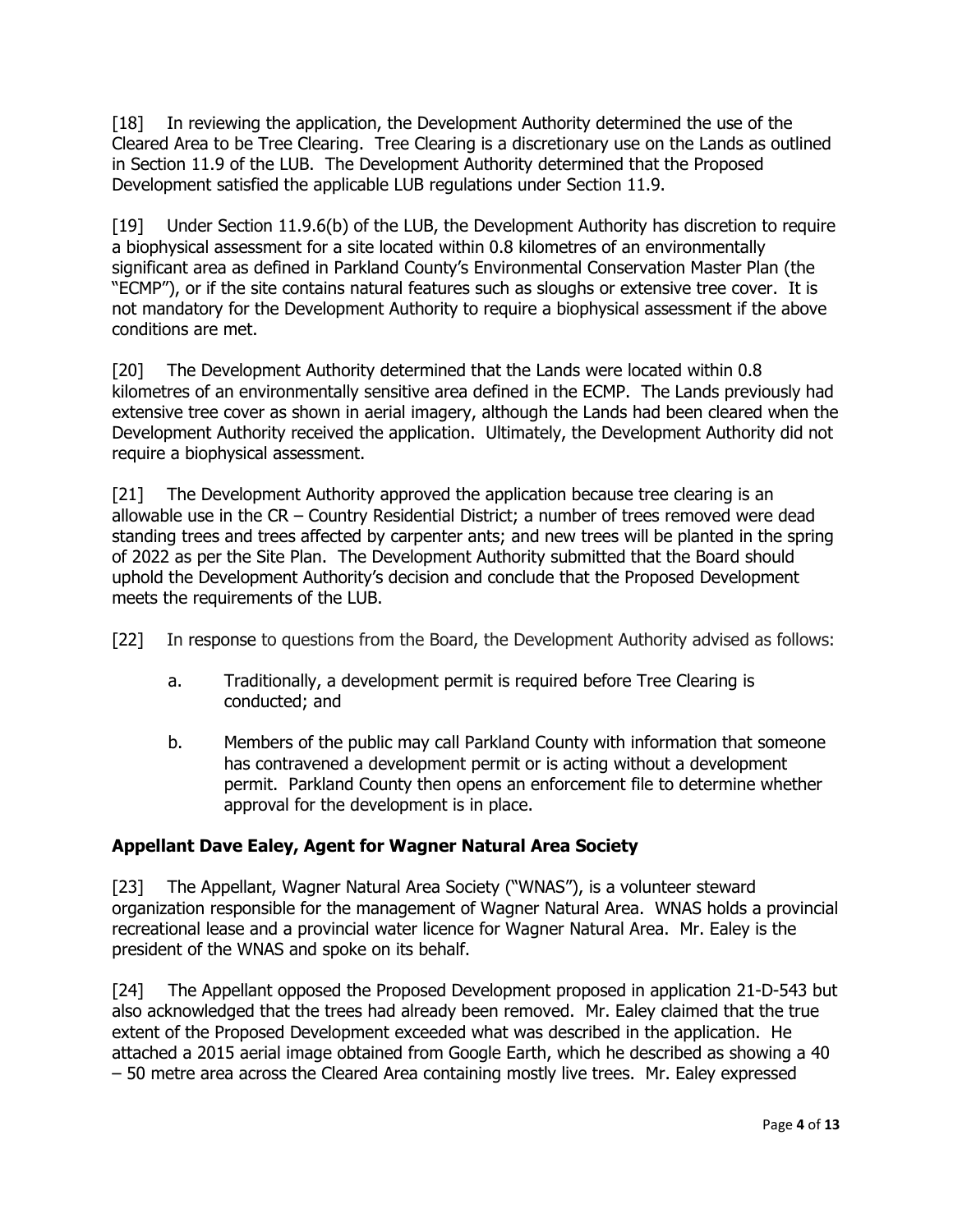[18] In reviewing the application, the Development Authority determined the use of the Cleared Area to be Tree Clearing. Tree Clearing is a discretionary use on the Lands as outlined in Section 11.9 of the LUB. The Development Authority determined that the Proposed Development satisfied the applicable LUB regulations under Section 11.9.

[19] Under Section 11.9.6(b) of the LUB, the Development Authority has discretion to require a biophysical assessment for a site located within 0.8 kilometres of an environmentally significant area as defined in Parkland County's Environmental Conservation Master Plan (the "ECMP"), or if the site contains natural features such as sloughs or extensive tree cover. It is not mandatory for the Development Authority to require a biophysical assessment if the above conditions are met.

[20] The Development Authority determined that the Lands were located within 0.8 kilometres of an environmentally sensitive area defined in the ECMP. The Lands previously had extensive tree cover as shown in aerial imagery, although the Lands had been cleared when the Development Authority received the application. Ultimately, the Development Authority did not require a biophysical assessment.

[21] The Development Authority approved the application because tree clearing is an allowable use in the CR – Country Residential District; a number of trees removed were dead standing trees and trees affected by carpenter ants; and new trees will be planted in the spring of 2022 as per the Site Plan. The Development Authority submitted that the Board should uphold the Development Authority's decision and conclude that the Proposed Development meets the requirements of the LUB.

[22] In response to questions from the Board, the Development Authority advised as follows:

a. Traditionally, a development permit is required before Tree Clearing is conducted; and

b. Members of the public may call Parkland County with information that someone has contravened a development permit or is acting without a development permit. Parkland County then opens an enforcement file to determine whether approval for the development is in place.

**Appellant Dave Ealey, Agent for Wagner Natural Area Society**

[23] The Appellant, Wagner Natural Area Society ("WNAS"), is a volunteer steward organization responsible for the management of Wagner Natural Area. WNAS holds a provincial recreational lease and a provincial water licence for Wagner Natural Area. Mr. Ealey is the president of the WNAS and spoke on its behalf.

[24] The Appellant opposed the Proposed Development proposed in application 21-D-543 but also acknowledged that the trees had already been removed. Mr. Ealey claimed that the true extent of the Proposed Development exceeded what was described in the application. He attached a 2015 aerial image obtained from Google Earth, which he described as showing a 40 – 50 metre area across the Cleared Area containing mostly live trees. Mr. Ealey expressed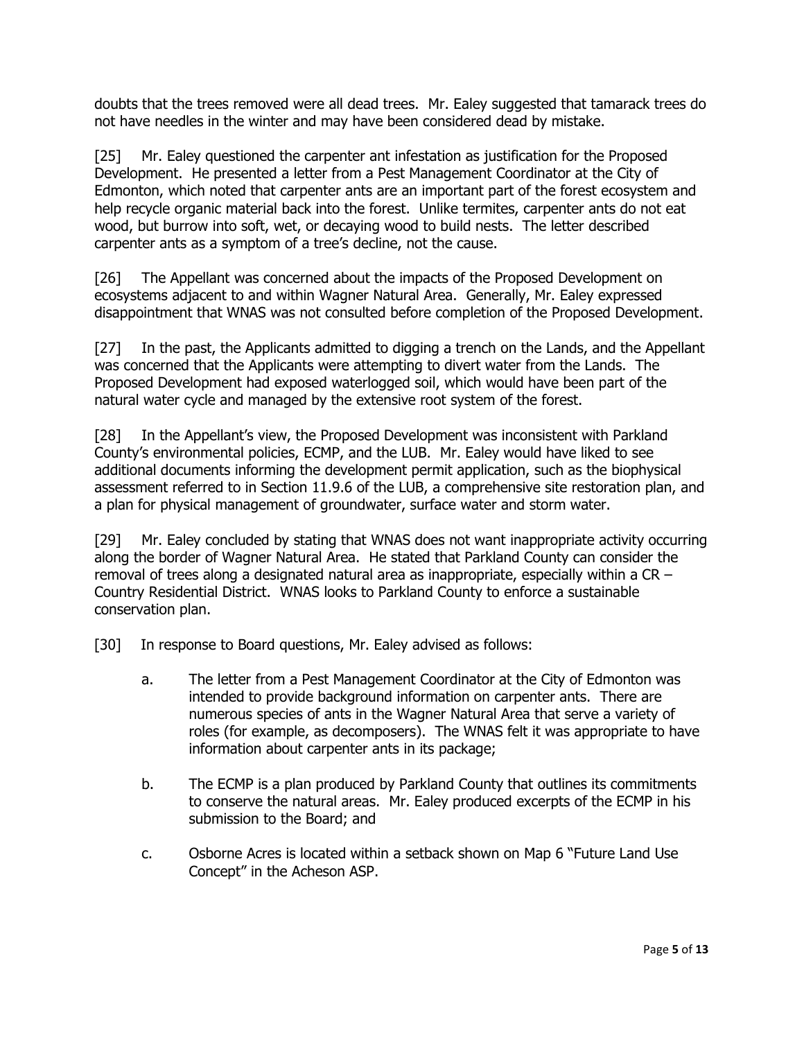doubts that the trees removed were all dead trees. Mr. Ealey suggested that tamarack trees do not have needles in the winter and may have been considered dead by mistake.

[25] Mr. Ealey questioned the carpenter ant infestation as justification for the Proposed Development. He presented a letter from a Pest Management Coordinator at the City of Edmonton, which noted that carpenter ants are an important part of the forest ecosystem and help recycle organic material back into the forest. Unlike termites, carpenter ants do not eat wood, but burrow into soft, wet, or decaying wood to build nests. The letter described carpenter ants as a symptom of a tree's decline, not the cause.

[26] The Appellant was concerned about the impacts of the Proposed Development on ecosystems adjacent to and within Wagner Natural Area. Generally, Mr. Ealey expressed disappointment that WNAS was not consulted before completion of the Proposed Development.

[27] In the past, the Applicants admitted to digging a trench on the Lands, and the Appellant was concerned that the Applicants were attempting to divert water from the Lands. The Proposed Development had exposed waterlogged soil, which would have been part of the natural water cycle and managed by the extensive root system of the forest.

[28] In the Appellant's view, the Proposed Development was inconsistent with Parkland County's environmental policies, ECMP, and the LUB. Mr. Ealey would have liked to see additional documents informing the development permit application, such as the biophysical assessment referred to in Section 11.9.6 of the LUB, a comprehensive site restoration plan, and a plan for physical management of groundwater, surface water and storm water.

[29] Mr. Ealey concluded by stating that WNAS does not want inappropriate activity occurring along the border of Wagner Natural Area. He stated that Parkland County can consider the removal of trees along a designated natural area as inappropriate, especially within a CR – Country Residential District. WNAS looks to Parkland County to enforce a sustainable conservation plan.

[30] In response to Board questions, Mr. Ealey advised as follows:

a. The letter from a Pest Management Coordinator at the City of Edmonton was intended to provide background information on carpenter ants. There are numerous species of ants in the Wagner Natural Area that serve a variety of roles (for example, as decomposers). The WNAS felt it was appropriate to have information about carpenter ants in its package;

b. The ECMP is a plan produced by Parkland County that outlines its commitments to conserve the natural areas. Mr. Ealey produced excerpts of the ECMP in his submission to the Board; and

c. Osborne Acres is located within a setback shown on Map 6 "Future Land Use Concept" in the Acheson ASP.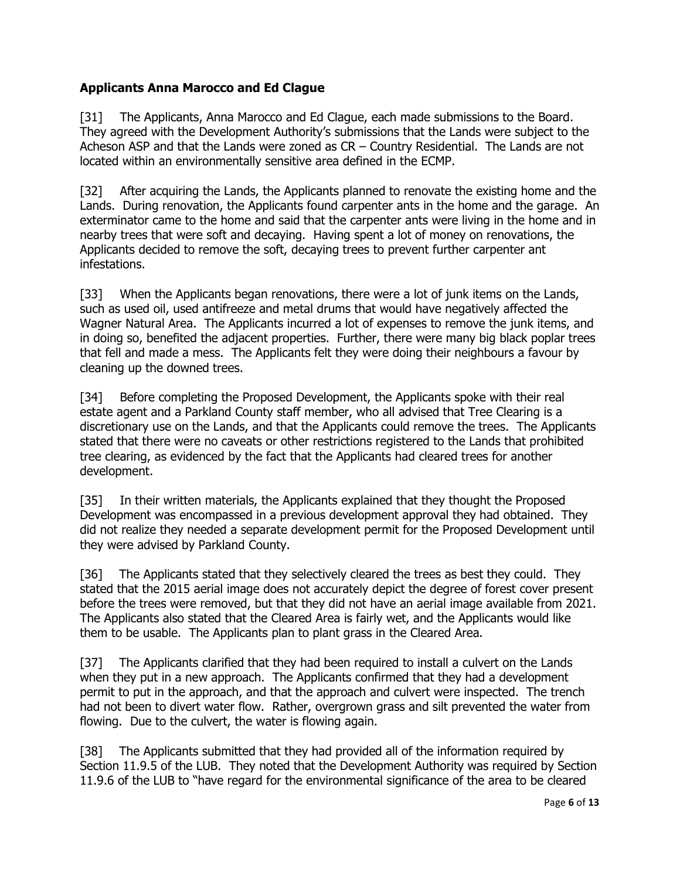**Applicants Anna Marocco and Ed Clague**

[31] The Applicants, Anna Marocco and Ed Clague, each made submissions to the Board. They agreed with the Development Authority's submissions that the Lands were subject to the Acheson ASP and that the Lands were zoned as CR – Country Residential. The Lands are not located within an environmentally sensitive area defined in the ECMP.

[32] After acquiring the Lands, the Applicants planned to renovate the existing home and the Lands. During renovation, the Applicants found carpenter ants in the home and the garage. An exterminator came to the home and said that the carpenter ants were living in the home and in nearby trees that were soft and decaying. Having spent a lot of money on renovations, the Applicants decided to remove the soft, decaying trees to prevent further carpenter ant infestations.

[33] When the Applicants began renovations, there were a lot of junk items on the Lands, such as used oil, used antifreeze and metal drums that would have negatively affected the Wagner Natural Area. The Applicants incurred a lot of expenses to remove the junk items, and in doing so, benefited the adjacent properties. Further, there were many big black poplar trees that fell and made a mess. The Applicants felt they were doing their neighbours a favour by cleaning up the downed trees.

[34] Before completing the Proposed Development, the Applicants spoke with their real estate agent and a Parkland County staff member, who all advised that Tree Clearing is a discretionary use on the Lands, and that the Applicants could remove the trees. The Applicants stated that there were no caveats or other restrictions registered to the Lands that prohibited tree clearing, as evidenced by the fact that the Applicants had cleared trees for another development.

[35] In their written materials, the Applicants explained that they thought the Proposed Development was encompassed in a previous development approval they had obtained. They did not realize they needed a separate development permit for the Proposed Development until they were advised by Parkland County.

[36] The Applicants stated that they selectively cleared the trees as best they could. They stated that the 2015 aerial image does not accurately depict the degree of forest cover present before the trees were removed, but that they did not have an aerial image available from 2021. The Applicants also stated that the Cleared Area is fairly wet, and the Applicants would like them to be usable. The Applicants plan to plant grass in the Cleared Area.

[37] The Applicants clarified that they had been required to install a culvert on the Lands when they put in a new approach. The Applicants confirmed that they had a development permit to put in the approach, and that the approach and culvert were inspected. The trench had not been to divert water flow. Rather, overgrown grass and silt prevented the water from flowing. Due to the culvert, the water is flowing again.

[38] The Applicants submitted that they had provided all of the information required by Section 11.9.5 of the LUB. They noted that the Development Authority was required by Section 11.9.6 of the LUB to "have regard for the environmental significance of the area to be cleared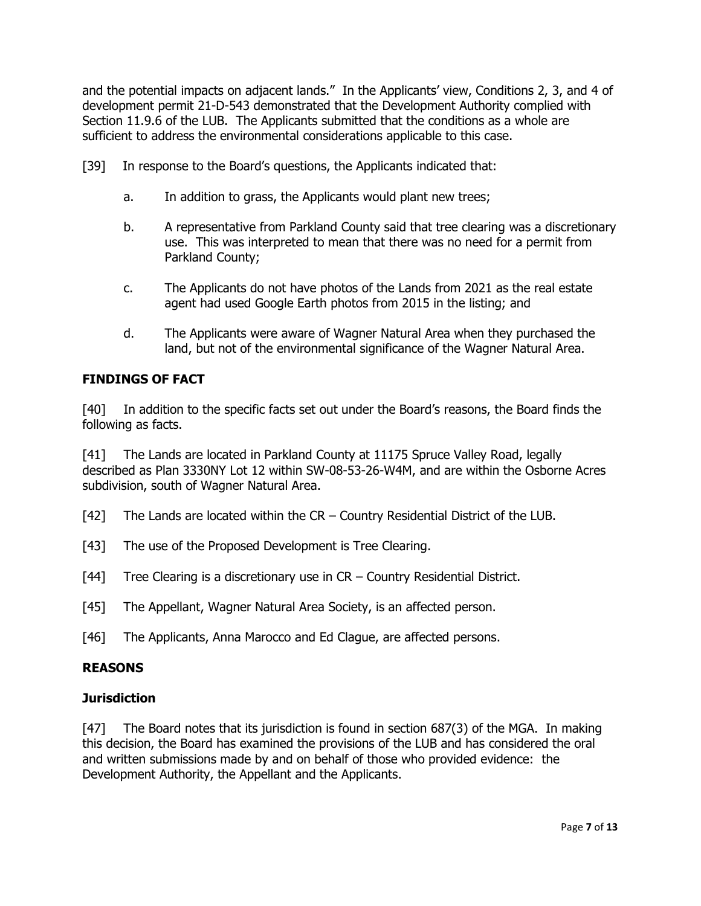and the potential impacts on adjacent lands." In the Applicants' view, Conditions 2, 3, and 4 of development permit 21-D-543 demonstrated that the Development Authority complied with Section 11.9.6 of the LUB. The Applicants submitted that the conditions as a whole are sufficient to address the environmental considerations applicable to this case.

[39] In response to the Board's questions, the Applicants indicated that:

a. In addition to grass, the Applicants would plant new trees;

b. A representative from Parkland County said that tree clearing was a discretionary use. This was interpreted to mean that there was no need for a permit from Parkland County;

c. The Applicants do not have photos of the Lands from 2021 as the real estate agent had used Google Earth photos from 2015 in the listing; and

d. The Applicants were aware of Wagner Natural Area when they purchased the land, but not of the environmental significance of the Wagner Natural Area.

## FINDINGS OF FACT

[40] In addition to the specific facts set out under the Board's reasons, the Board finds the following as facts.

[41] The Lands are located in Parkland County at 11175 Spruce Valley Road, legally described as Plan 3330NY Lot 12 within SW-08-53-26-W4M, and are within the Osborne Acres subdivision, south of Wagner Natural Area.

[42] The Lands are located within the CR – Country Residential District of the LUB.

[43] The use of the Proposed Development is Tree Clearing.

[44] Tree Clearing is a discretionary use in CR – Country Residential District.

[45] The Appellant, Wagner Natural Area Society, is an affected person.

[46] The Applicants, Anna Marocco and Ed Clague, are affected persons.

## REASONS

### Jurisdiction

[47] The Board notes that its jurisdiction is found in section 687(3) of the MGA. In making this decision, the Board has examined the provisions of the LUB and has considered the oral and written submissions made by and on behalf of those who provided evidence: the Development Authority, the Appellant and the Applicants.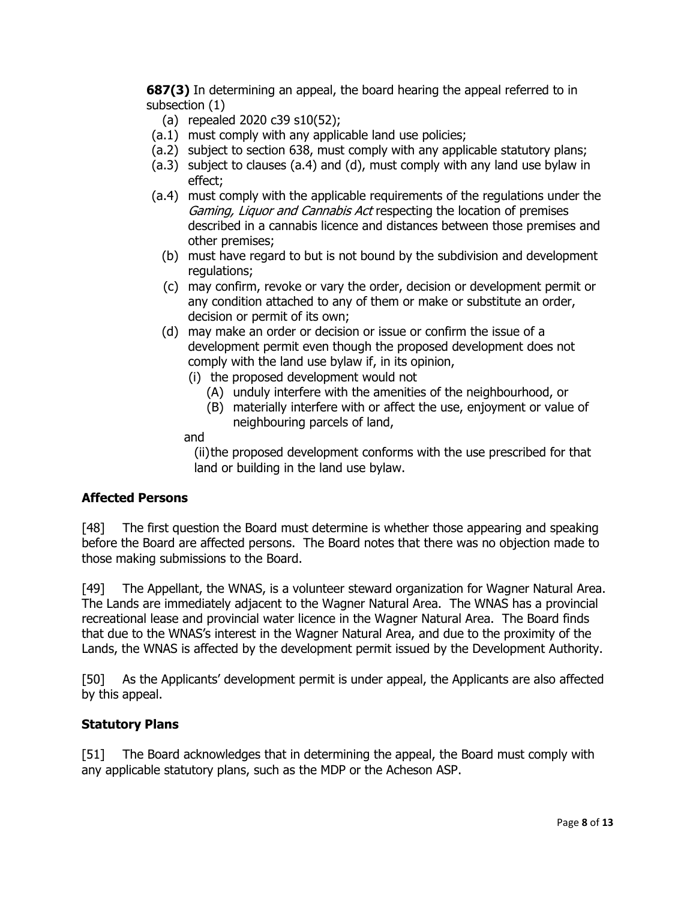**687(3)** In determining an appeal, the board hearing the appeal referred to in subsection (1)

- (a) repealed 2020 c39 s10(52);
- (a.1) must comply with any applicable land use policies;
- (a.2) subject to section 638, must comply with any applicable statutory plans;
- (a.3) subject to clauses (a.4) and (d), must comply with any land use bylaw in effect;
- (a.4) must comply with the applicable requirements of the regulations under the *Gaming, Liquor and Cannabis Act* respecting the location of premises described in a cannabis licence and distances between those premises and other premises;
- (b) must have regard to but is not bound by the subdivision and development regulations;
- (c) may confirm, revoke or vary the order, decision or development permit or any condition attached to any of them or make or substitute an order, decision or permit of its own;
- (d) may make an order or decision or issue or confirm the issue of a development permit even though the proposed development does not comply with the land use bylaw if, in its opinion,
  - (i) the proposed development would not
    - (A) unduly interfere with the amenities of the neighbourhood, or
    - (B) materially interfere with or affect the use, enjoyment or value of neighbouring parcels of land,

    and
  - (ii) the proposed development conforms with the use prescribed for that land or building in the land use bylaw.

## Affected Persons

[48] The first question the Board must determine is whether those appearing and speaking before the Board are affected persons. The Board notes that there was no objection made to those making submissions to the Board.

[49] The Appellant, the WNAS, is a volunteer steward organization for Wagner Natural Area. The Lands are immediately adjacent to the Wagner Natural Area. The WNAS has a provincial recreational lease and provincial water licence in the Wagner Natural Area. The Board finds that due to the WNAS's interest in the Wagner Natural Area, and due to the proximity of the Lands, the WNAS is affected by the development permit issued by the Development Authority.

[50] As the Applicants' development permit is under appeal, the Applicants are also affected by this appeal.

## Statutory Plans

[51] The Board acknowledges that in determining the appeal, the Board must comply with any applicable statutory plans, such as the MDP or the Acheson ASP.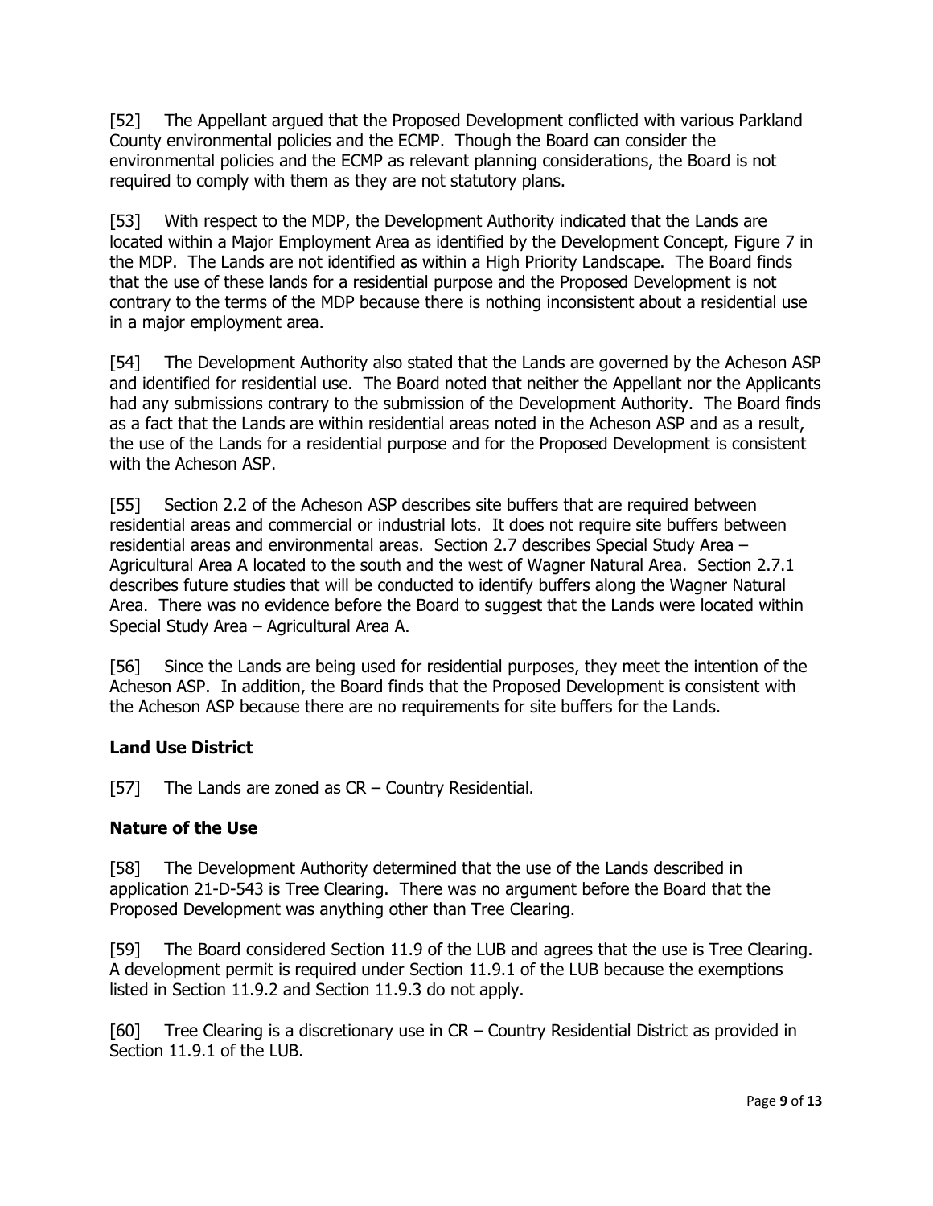[52] The Appellant argued that the Proposed Development conflicted with various Parkland County environmental policies and the ECMP. Though the Board can consider the environmental policies and the ECMP as relevant planning considerations, the Board is not required to comply with them as they are not statutory plans.

[53] With respect to the MDP, the Development Authority indicated that the Lands are located within a Major Employment Area as identified by the Development Concept, Figure 7 in the MDP. The Lands are not identified as within a High Priority Landscape. The Board finds that the use of these lands for a residential purpose and the Proposed Development is not contrary to the terms of the MDP because there is nothing inconsistent about a residential use in a major employment area.

[54] The Development Authority also stated that the Lands are governed by the Acheson ASP and identified for residential use. The Board noted that neither the Appellant nor the Applicants had any submissions contrary to the submission of the Development Authority. The Board finds as a fact that the Lands are within residential areas noted in the Acheson ASP and as a result, the use of the Lands for a residential purpose and for the Proposed Development is consistent with the Acheson ASP.

[55] Section 2.2 of the Acheson ASP describes site buffers that are required between residential areas and commercial or industrial lots. It does not require site buffers between residential areas and environmental areas. Section 2.7 describes Special Study Area – Agricultural Area A located to the south and the west of Wagner Natural Area. Section 2.7.1 describes future studies that will be conducted to identify buffers along the Wagner Natural Area. There was no evidence before the Board to suggest that the Lands were located within Special Study Area – Agricultural Area A.

[56] Since the Lands are being used for residential purposes, they meet the intention of the Acheson ASP. In addition, the Board finds that the Proposed Development is consistent with the Acheson ASP because there are no requirements for site buffers for the Lands.

**Land Use District**

[57] The Lands are zoned as CR – Country Residential.

**Nature of the Use**

[58] The Development Authority determined that the use of the Lands described in application 21-D-543 is Tree Clearing. There was no argument before the Board that the Proposed Development was anything other than Tree Clearing.

[59] The Board considered Section 11.9 of the LUB and agrees that the use is Tree Clearing. A development permit is required under Section 11.9.1 of the LUB because the exemptions listed in Section 11.9.2 and Section 11.9.3 do not apply.

[60] Tree Clearing is a discretionary use in CR – Country Residential District as provided in Section 11.9.1 of the LUB.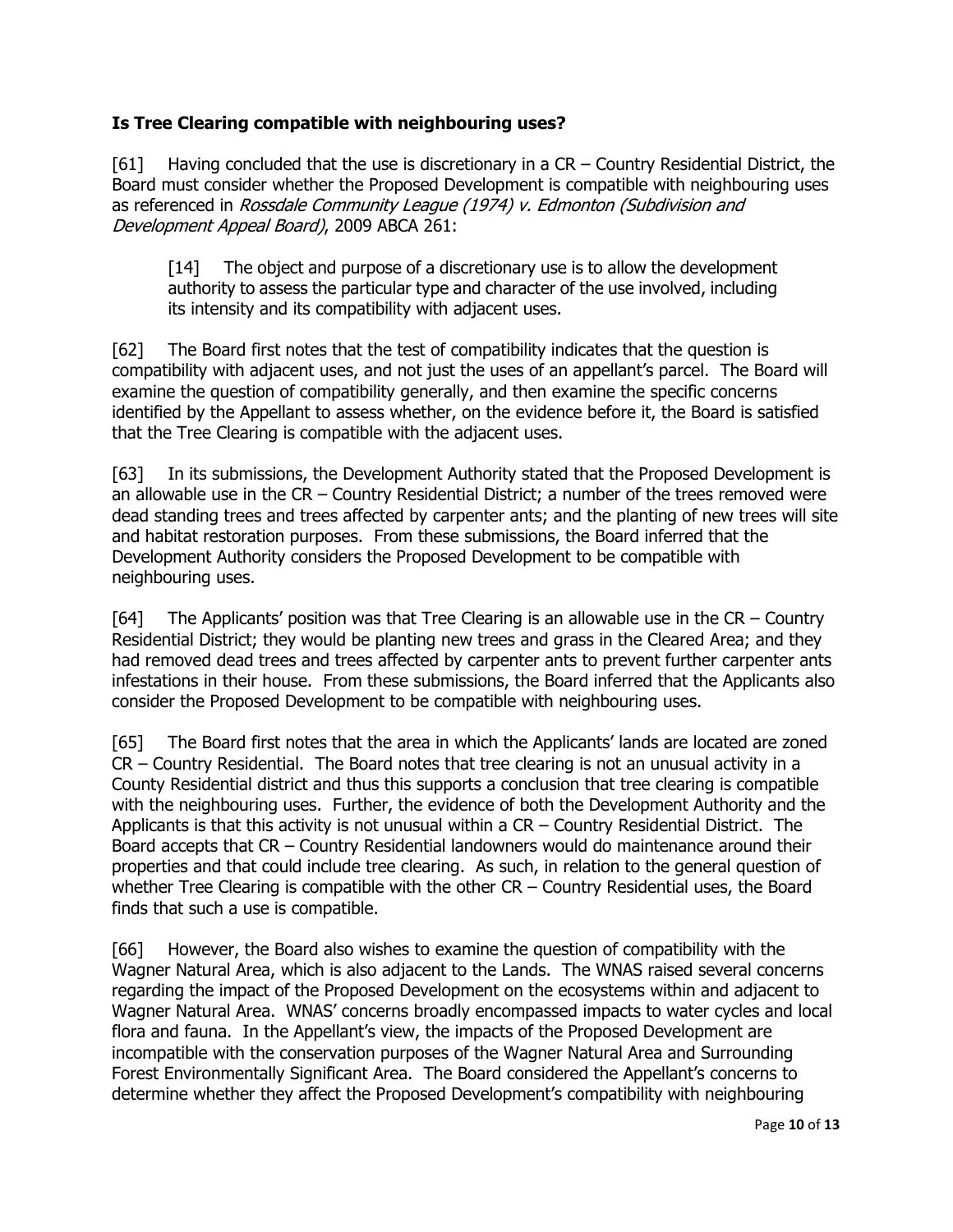### Is Tree Clearing compatible with neighbouring uses?

[61] Having concluded that the use is discretionary in a CR – Country Residential District, the Board must consider whether the Proposed Development is compatible with neighbouring uses as referenced in *Rossdale Community League (1974) v. Edmonton (Subdivision and Development Appeal Board)*, 2009 ABCA 261:

> [14] The object and purpose of a discretionary use is to allow the development authority to assess the particular type and character of the use involved, including its intensity and its compatibility with adjacent uses.

[62] The Board first notes that the test of compatibility indicates that the question is compatibility with adjacent uses, and not just the uses of an appellant's parcel. The Board will examine the question of compatibility generally, and then examine the specific concerns identified by the Appellant to assess whether, on the evidence before it, the Board is satisfied that the Tree Clearing is compatible with the adjacent uses.

[63] In its submissions, the Development Authority stated that the Proposed Development is an allowable use in the CR – Country Residential District; a number of the trees removed were dead standing trees and trees affected by carpenter ants; and the planting of new trees will site and habitat restoration purposes. From these submissions, the Board inferred that the Development Authority considers the Proposed Development to be compatible with neighbouring uses.

[64] The Applicants' position was that Tree Clearing is an allowable use in the CR – Country Residential District; they would be planting new trees and grass in the Cleared Area; and they had removed dead trees and trees affected by carpenter ants to prevent further carpenter ants infestations in their house. From these submissions, the Board inferred that the Applicants also consider the Proposed Development to be compatible with neighbouring uses.

[65] The Board first notes that the area in which the Applicants' lands are located are zoned CR – Country Residential. The Board notes that tree clearing is not an unusual activity in a County Residential district and thus this supports a conclusion that tree clearing is compatible with the neighbouring uses. Further, the evidence of both the Development Authority and the Applicants is that this activity is not unusual within a CR – Country Residential District. The Board accepts that CR – Country Residential landowners would do maintenance around their properties and that could include tree clearing. As such, in relation to the general question of whether Tree Clearing is compatible with the other CR – Country Residential uses, the Board finds that such a use is compatible.

[66] However, the Board also wishes to examine the question of compatibility with the Wagner Natural Area, which is also adjacent to the Lands. The WNAS raised several concerns regarding the impact of the Proposed Development on the ecosystems within and adjacent to Wagner Natural Area. WNAS' concerns broadly encompassed impacts to water cycles and local flora and fauna. In the Appellant's view, the impacts of the Proposed Development are incompatible with the conservation purposes of the Wagner Natural Area and Surrounding Forest Environmentally Significant Area. The Board considered the Appellant's concerns to determine whether they affect the Proposed Development's compatibility with neighbouring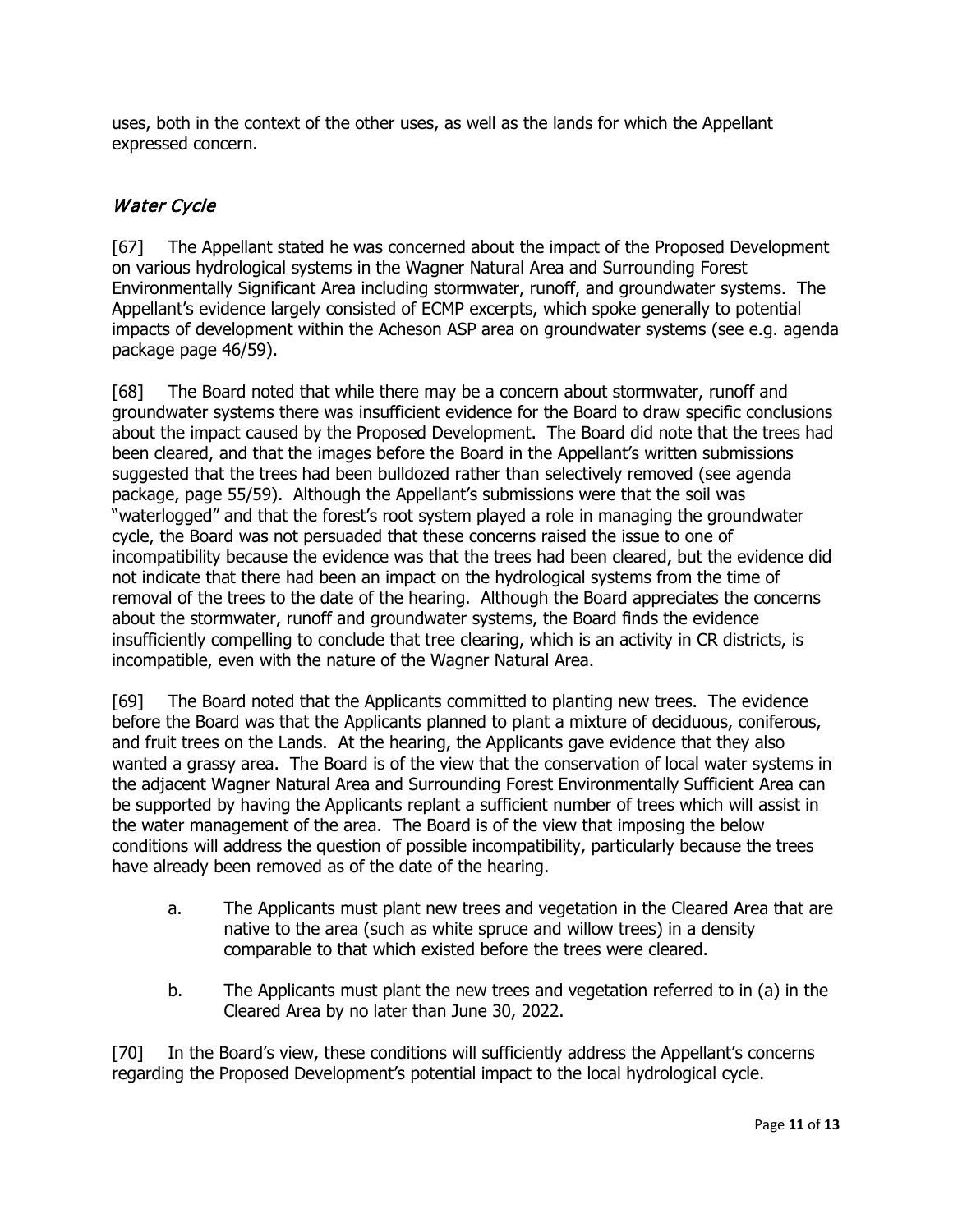uses, both in the context of the other uses, as well as the lands for which the Appellant expressed concern.

### *Water Cycle*

[67] The Appellant stated he was concerned about the impact of the Proposed Development on various hydrological systems in the Wagner Natural Area and Surrounding Forest Environmentally Significant Area including stormwater, runoff, and groundwater systems. The Appellant's evidence largely consisted of ECMP excerpts, which spoke generally to potential impacts of development within the Acheson ASP area on groundwater systems (see e.g. agenda package page 46/59).

[68] The Board noted that while there may be a concern about stormwater, runoff and groundwater systems there was insufficient evidence for the Board to draw specific conclusions about the impact caused by the Proposed Development. The Board did note that the trees had been cleared, and that the images before the Board in the Appellant's written submissions suggested that the trees had been bulldozed rather than selectively removed (see agenda package, page 55/59). Although the Appellant's submissions were that the soil was "waterlogged" and that the forest's root system played a role in managing the groundwater cycle, the Board was not persuaded that these concerns raised the issue to one of incompatibility because the evidence was that the trees had been cleared, but the evidence did not indicate that there had been an impact on the hydrological systems from the time of removal of the trees to the date of the hearing. Although the Board appreciates the concerns about the stormwater, runoff and groundwater systems, the Board finds the evidence insufficiently compelling to conclude that tree clearing, which is an activity in CR districts, is incompatible, even with the nature of the Wagner Natural Area.

[69] The Board noted that the Applicants committed to planting new trees. The evidence before the Board was that the Applicants planned to plant a mixture of deciduous, coniferous, and fruit trees on the Lands. At the hearing, the Applicants gave evidence that they also wanted a grassy area. The Board is of the view that the conservation of local water systems in the adjacent Wagner Natural Area and Surrounding Forest Environmentally Sufficient Area can be supported by having the Applicants replant a sufficient number of trees which will assist in the water management of the area. The Board is of the view that imposing the below conditions will address the question of possible incompatibility, particularly because the trees have already been removed as of the date of the hearing.

a. The Applicants must plant new trees and vegetation in the Cleared Area that are native to the area (such as white spruce and willow trees) in a density comparable to that which existed before the trees were cleared.

b. The Applicants must plant the new trees and vegetation referred to in (a) in the Cleared Area by no later than June 30, 2022.

[70] In the Board's view, these conditions will sufficiently address the Appellant's concerns regarding the Proposed Development's potential impact to the local hydrological cycle.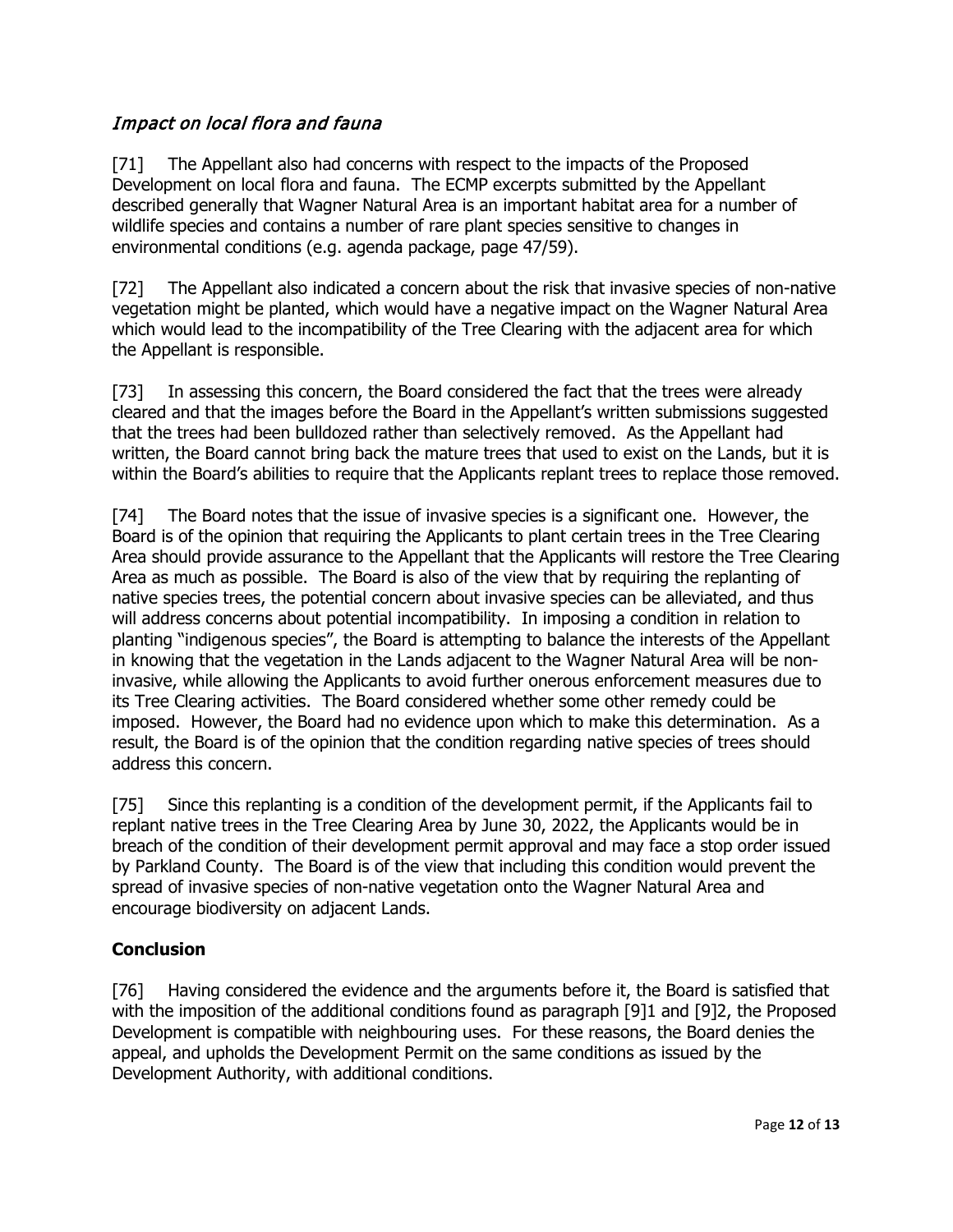### *Impact on local flora and fauna*

[71] The Appellant also had concerns with respect to the impacts of the Proposed Development on local flora and fauna. The ECMP excerpts submitted by the Appellant described generally that Wagner Natural Area is an important habitat area for a number of wildlife species and contains a number of rare plant species sensitive to changes in environmental conditions (e.g. agenda package, page 47/59).

[72] The Appellant also indicated a concern about the risk that invasive species of non-native vegetation might be planted, which would have a negative impact on the Wagner Natural Area which would lead to the incompatibility of the Tree Clearing with the adjacent area for which the Appellant is responsible.

[73] In assessing this concern, the Board considered the fact that the trees were already cleared and that the images before the Board in the Appellant's written submissions suggested that the trees had been bulldozed rather than selectively removed. As the Appellant had written, the Board cannot bring back the mature trees that used to exist on the Lands, but it is within the Board's abilities to require that the Applicants replant trees to replace those removed.

[74] The Board notes that the issue of invasive species is a significant one. However, the Board is of the opinion that requiring the Applicants to plant certain trees in the Tree Clearing Area should provide assurance to the Appellant that the Applicants will restore the Tree Clearing Area as much as possible. The Board is also of the view that by requiring the replanting of native species trees, the potential concern about invasive species can be alleviated, and thus will address concerns about potential incompatibility. In imposing a condition in relation to planting "indigenous species", the Board is attempting to balance the interests of the Appellant in knowing that the vegetation in the Lands adjacent to the Wagner Natural Area will be non-invasive, while allowing the Applicants to avoid further onerous enforcement measures due to its Tree Clearing activities. The Board considered whether some other remedy could be imposed. However, the Board had no evidence upon which to make this determination. As a result, the Board is of the opinion that the condition regarding native species of trees should address this concern.

[75] Since this replanting is a condition of the development permit, if the Applicants fail to replant native trees in the Tree Clearing Area by June 30, 2022, the Applicants would be in breach of the condition of their development permit approval and may face a stop order issued by Parkland County. The Board is of the view that including this condition would prevent the spread of invasive species of non-native vegetation onto the Wagner Natural Area and encourage biodiversity on adjacent Lands.

## Conclusion

[76] Having considered the evidence and the arguments before it, the Board is satisfied that with the imposition of the additional conditions found as paragraph [9]1 and [9]2, the Proposed Development is compatible with neighbouring uses. For these reasons, the Board denies the appeal, and upholds the Development Permit on the same conditions as issued by the Development Authority, with additional conditions.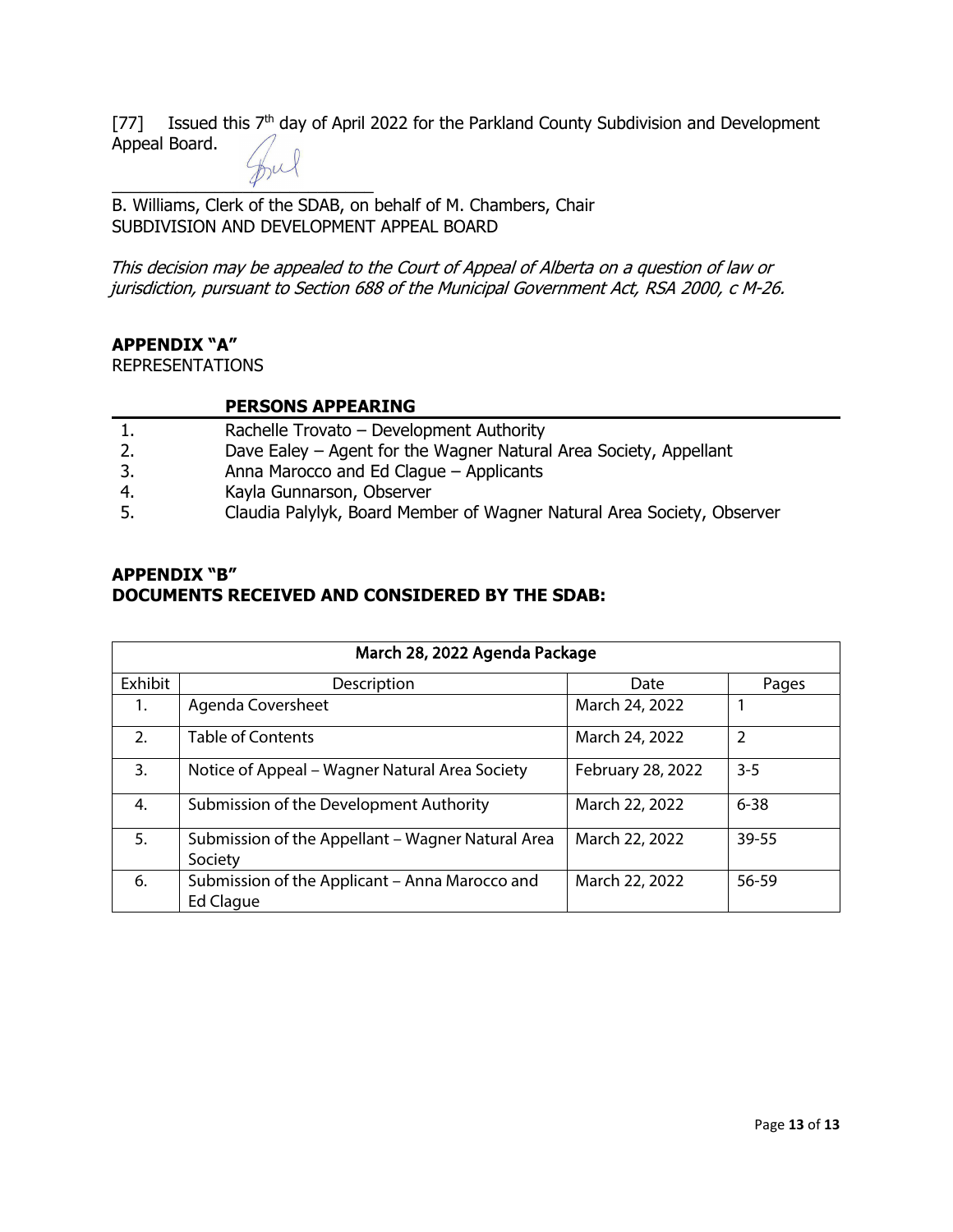[77] Issued this 7th day of April 2022 for the Parkland County Subdivision and Development Appeal Board.

\_\_\_\_\_\_\_\_\_\_\_\_\_\_\_\_\_\_\_\_\_\_\_\_\_\_\_\_

B. Williams, Clerk of the SDAB, on behalf of M. Chambers, Chair
SUBDIVISION AND DEVELOPMENT APPEAL BOARD

*This decision may be appealed to the Court of Appeal of Alberta on a question of law or jurisdiction, pursuant to Section 688 of the Municipal Government Act, RSA 2000, c M-26.*

**APPENDIX "A"**
REPRESENTATIONS

| | **PERSONS APPEARING** |
|---|---|
| 1. | Rachelle Trovato – Development Authority |
| 2. | Dave Ealey – Agent for the Wagner Natural Area Society, Appellant |
| 3. | Anna Marocco and Ed Clague – Applicants |
| 4. | Kayla Gunnarson, Observer |
| 5. | Claudia Palylyk, Board Member of Wagner Natural Area Society, Observer |

**APPENDIX "B"**
**DOCUMENTS RECEIVED AND CONSIDERED BY THE SDAB:**

| March 28, 2022 Agenda Package | | | |
|---|---|---|---|
| Exhibit | Description | Date | Pages |
| 1. | Agenda Coversheet | March 24, 2022 | 1 |
| 2. | Table of Contents | March 24, 2022 | 2 |
| 3. | Notice of Appeal – Wagner Natural Area Society | February 28, 2022 | 3-5 |
| 4. | Submission of the Development Authority | March 22, 2022 | 6-38 |
| 5. | Submission of the Appellant – Wagner Natural Area Society | March 22, 2022 | 39-55 |
| 6. | Submission of the Applicant – Anna Marocco and Ed Clague | March 22, 2022 | 56-59 |